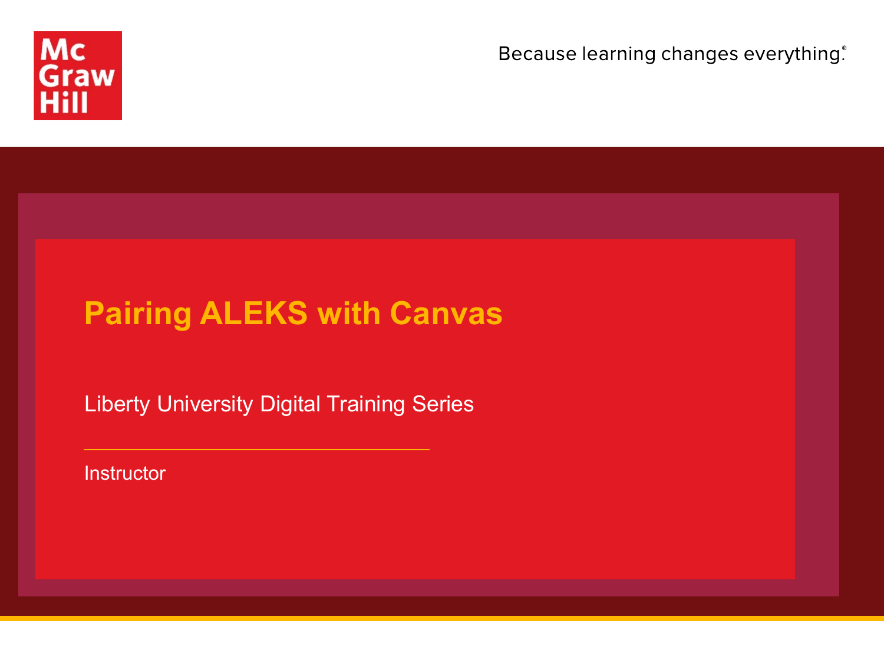Because learning changes everything.®

# Pairing ALEKS with Canvas

Liberty University Digital Training Series

Instructor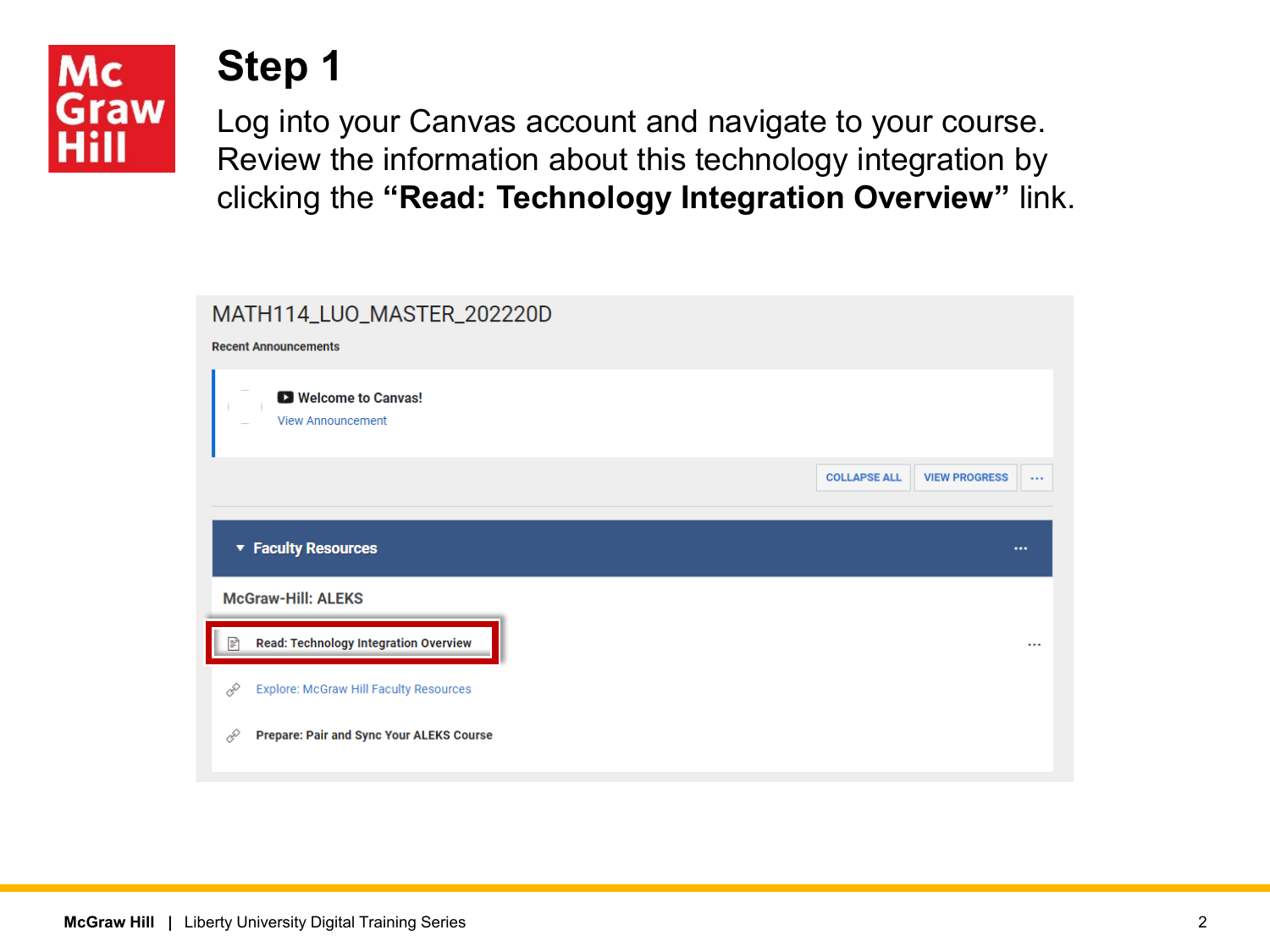# Step 1

Log into your Canvas account and navigate to your course. Review the information about this technology integration by clicking the **"Read: Technology Integration Overview"** link.

MATH114_LUO_MASTER_202220D

Recent Announcements

Welcome to Canvas!

View Announcement

COLLAPSE ALL | VIEW PROGRESS

Faculty Resources

McGraw-Hill: ALEKS

Read: Technology Integration Overview

Explore: McGraw Hill Faculty Resources

Prepare: Pair and Sync Your ALEKS Course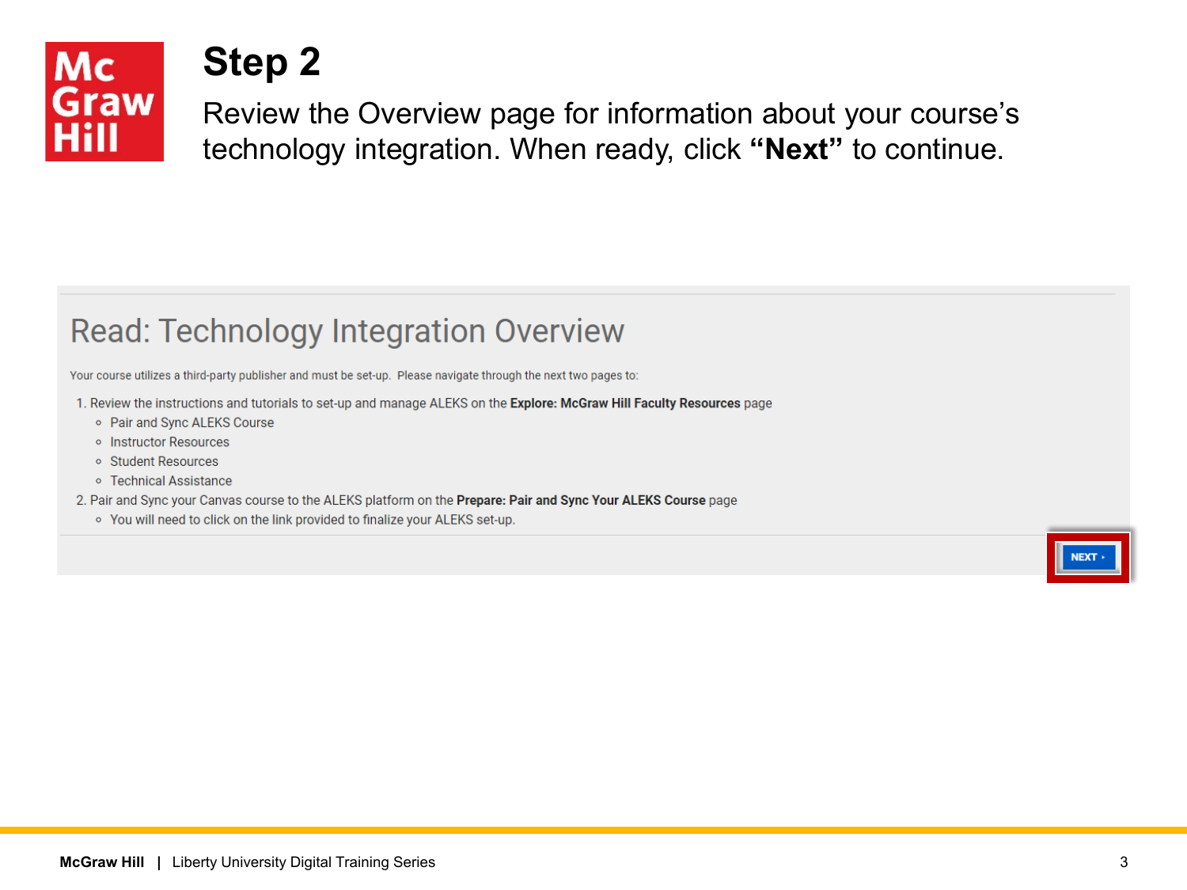# Step 2

Review the Overview page for information about your course's technology integration. When ready, click **"Next"** to continue.

## Read: Technology Integration Overview

Your course utilizes a third-party publisher and must be set-up. Please navigate through the next two pages to:

1. Review the instructions and tutorials to set-up and manage ALEKS on the **Explore: McGraw Hill Faculty Resources** page
   - Pair and Sync ALEKS Course
   - Instructor Resources
   - Student Resources
   - Technical Assistance
2. Pair and Sync your Canvas course to the ALEKS platform on the **Prepare: Pair and Sync Your ALEKS Course** page
   - You will need to click on the link provided to finalize your ALEKS set-up.

NEXT ›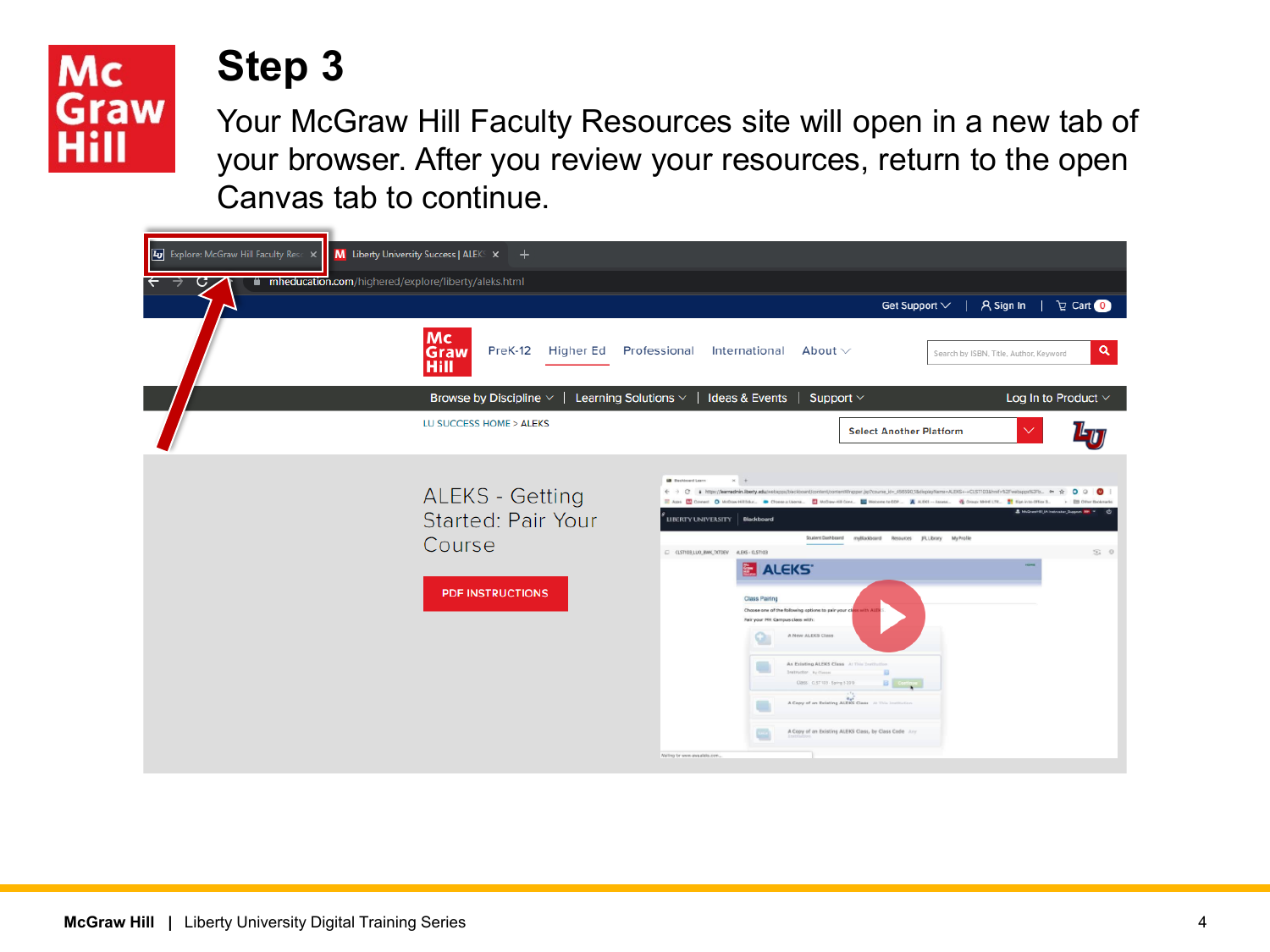# Step 3

Your McGraw Hill Faculty Resources site will open in a new tab of your browser. After you review your resources, return to the open Canvas tab to continue.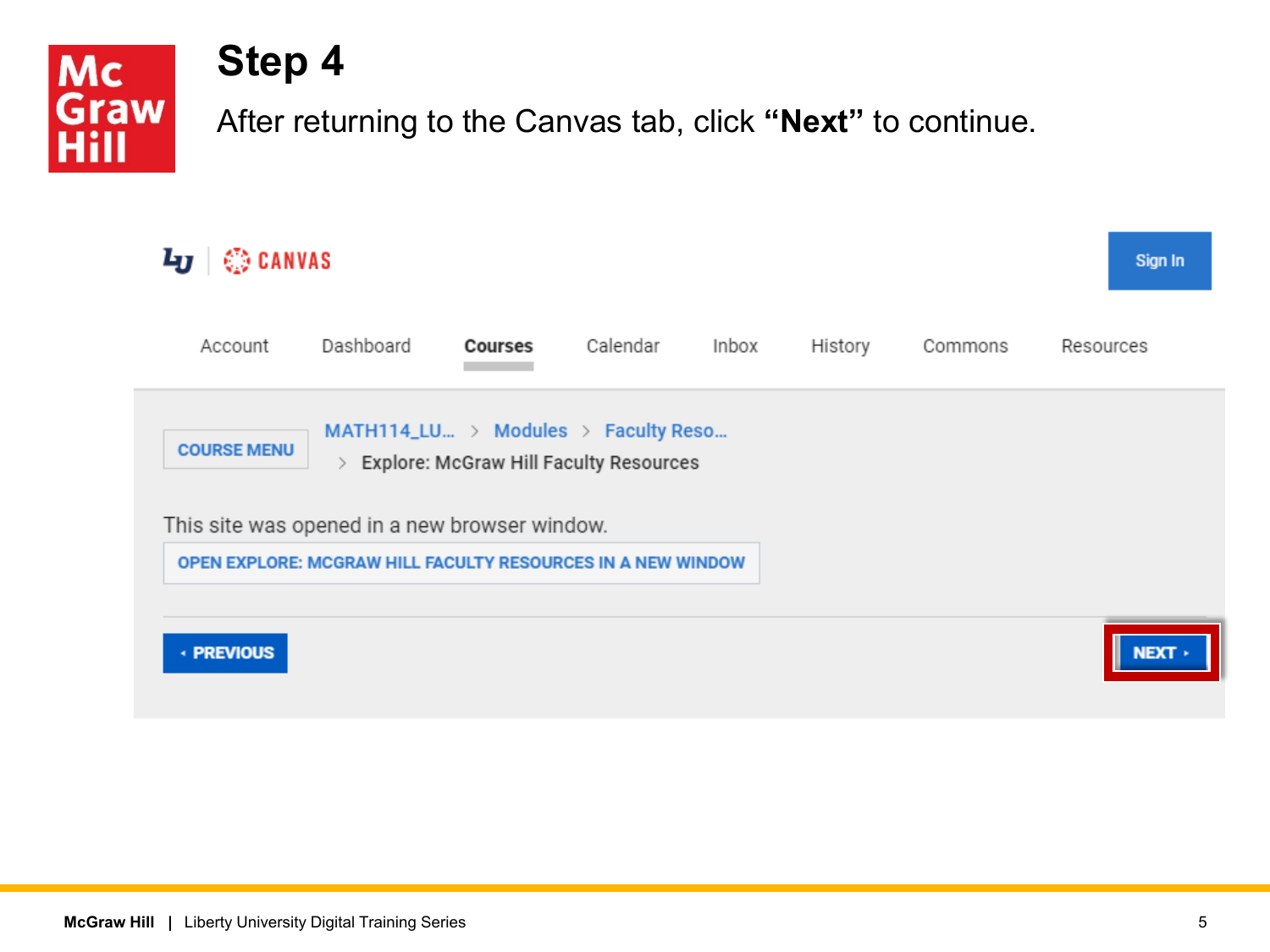# Step 4

After returning to the Canvas tab, click **“Next”** to continue.

CANVAS

Sign In

Account Dashboard **Courses** Calendar Inbox History Commons Resources

COURSE MENU

MATH114_LU... > Modules > Faculty Reso... > Explore: McGraw Hill Faculty Resources

This site was opened in a new browser window.

OPEN EXPLORE: MCGRAW HILL FACULTY RESOURCES IN A NEW WINDOW

PREVIOUS

NEXT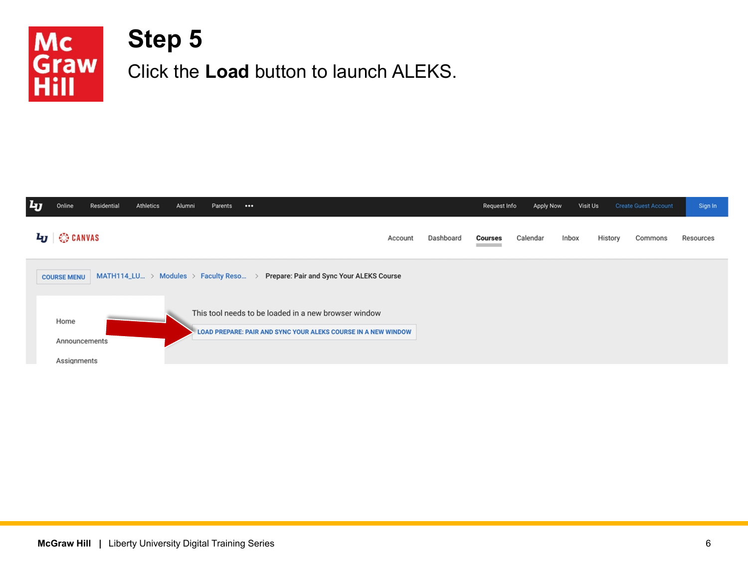# Step 5

Click the **Load** button to launch ALEKS.

This tool needs to be loaded in a new browser window

LOAD PREPARE: PAIR AND SYNC YOUR ALEKS COURSE IN A NEW WINDOW

**McGraw Hill** | Liberty University Digital Training Series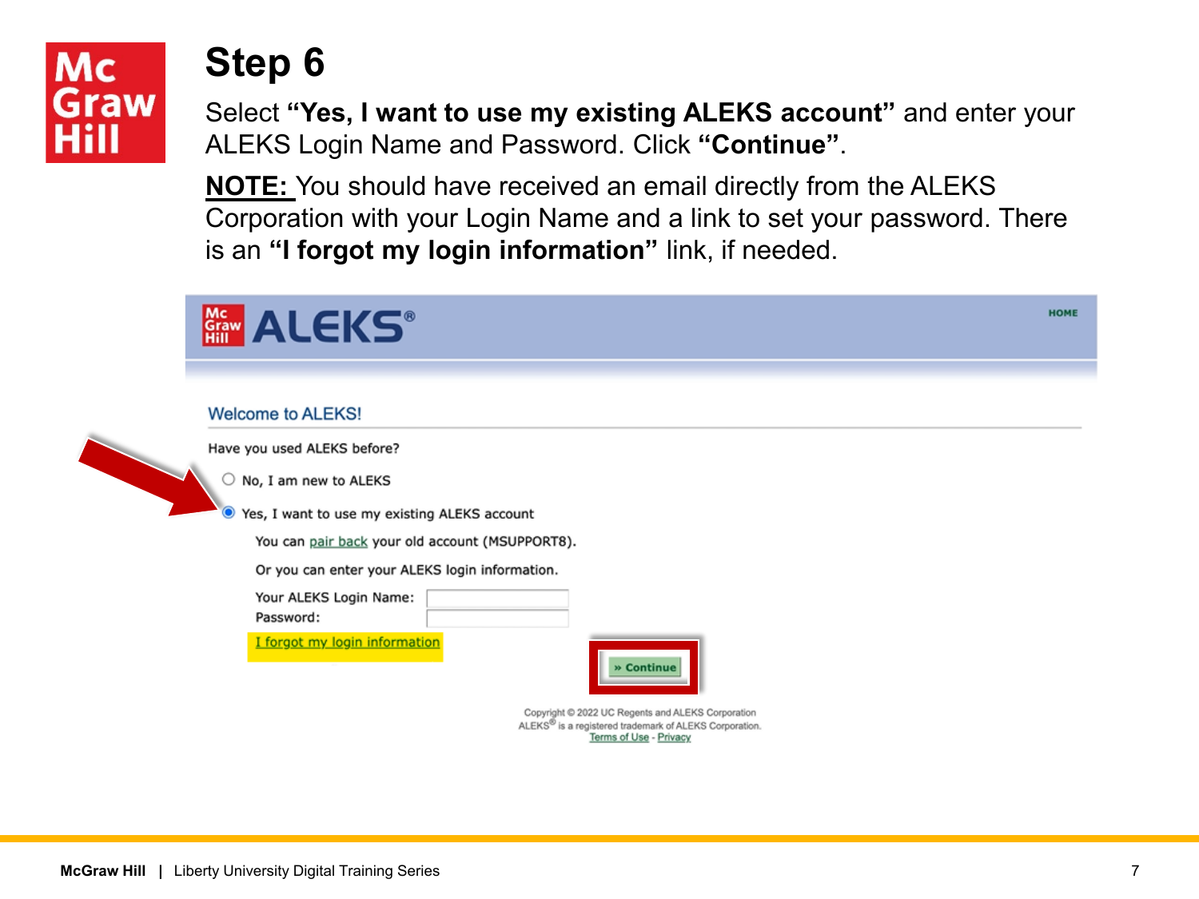# Step 6

Select **"Yes, I want to use my existing ALEKS account"** and enter your ALEKS Login Name and Password. Click **"Continue"**.

**NOTE:** You should have received an email directly from the ALEKS Corporation with your Login Name and a link to set your password. There is an **"I forgot my login information"** link, if needed.

Welcome to ALEKS!

Have you used ALEKS before?

- No, I am new to ALEKS
- Yes, I want to use my existing ALEKS account

You can pair back your old account (MSUPPORT8).

Or you can enter your ALEKS login information.

Your ALEKS Login Name:

Password:

I forgot my login information

» Continue

Copyright © 2022 UC Regents and ALEKS Corporation
ALEKS® is a registered trademark of ALEKS Corporation.
Terms of Use - Privacy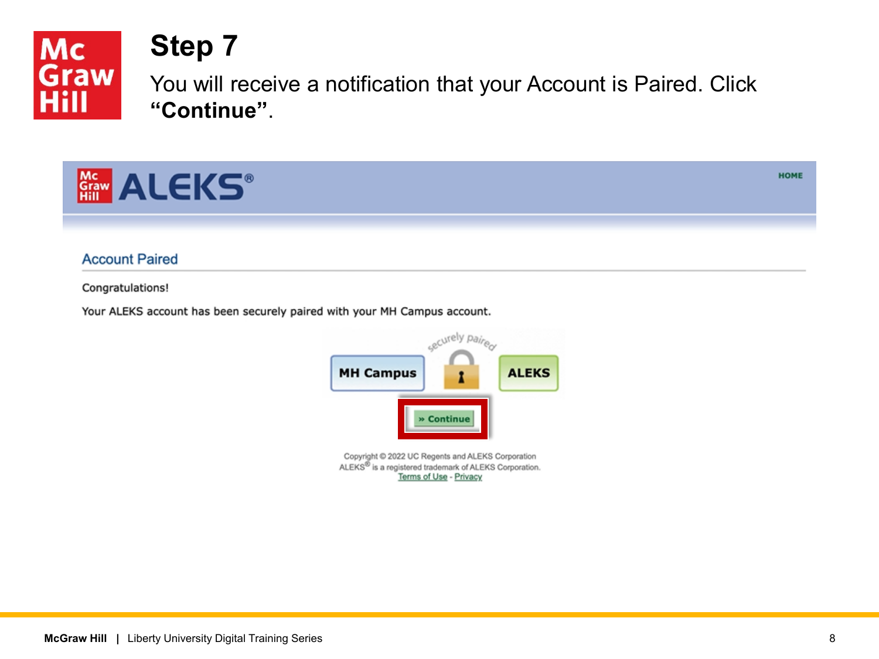# Step 7

You will receive a notification that your Account is Paired. Click **“Continue”**.

## Account Paired

Congratulations!

Your ALEKS account has been securely paired with your MH Campus account.

securely paired

MH Campus | ALEKS

» Continue

Copyright © 2022 UC Regents and ALEKS Corporation
ALEKS® is a registered trademark of ALEKS Corporation.
Terms of Use - Privacy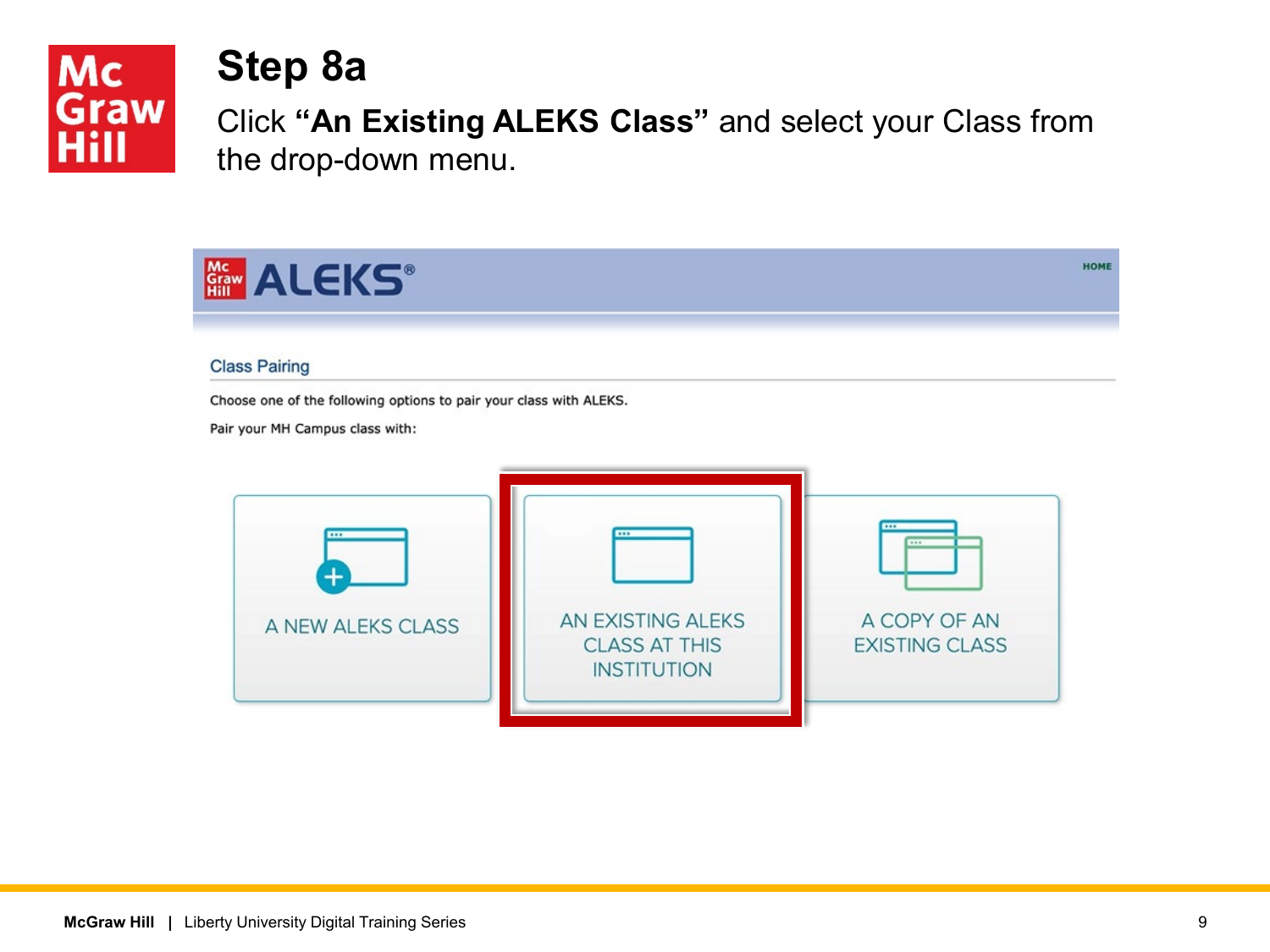# Step 8a

Click **“An Existing ALEKS Class”** and select your Class from the drop-down menu.

ALEKS®

HOME

Class Pairing

Choose one of the following options to pair your class with ALEKS.

Pair your MH Campus class with:

A NEW ALEKS CLASS

AN EXISTING ALEKS CLASS AT THIS INSTITUTION

A COPY OF AN EXISTING CLASS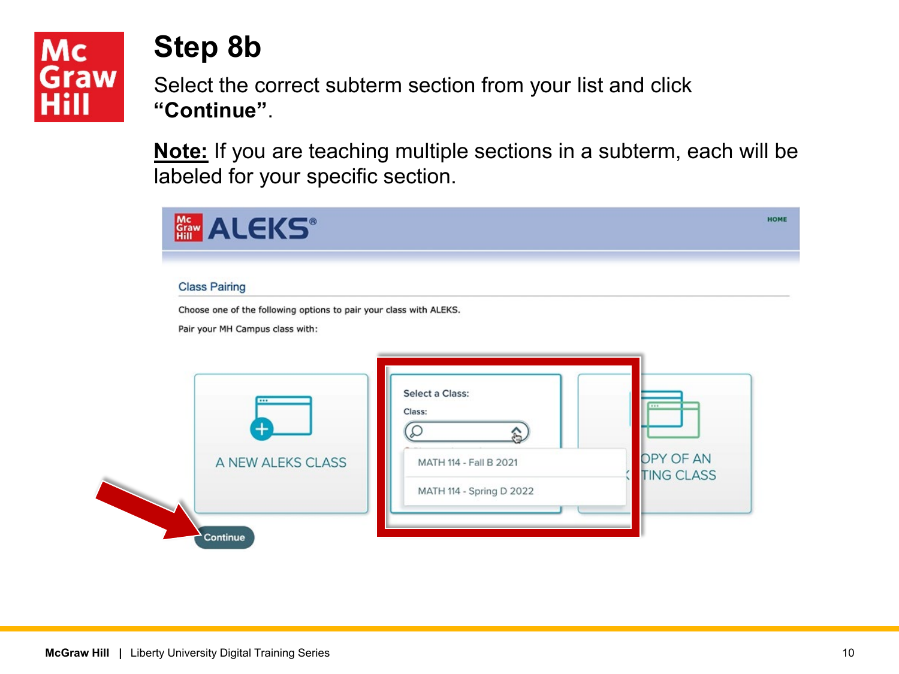# Step 8b

Select the correct subterm section from your list and click **"Continue"**.

**<u>Note:</u>** If you are teaching multiple sections in a subterm, each will be labeled for your specific section.

ALEKS

HOME

Class Pairing

Choose one of the following options to pair your class with ALEKS.

Pair your MH Campus class with:

A NEW ALEKS CLASS

Select a Class:

Class:

MATH 114 - Fall B 2021

MATH 114 - Spring D 2022

OPY OF AN TING CLASS

Continue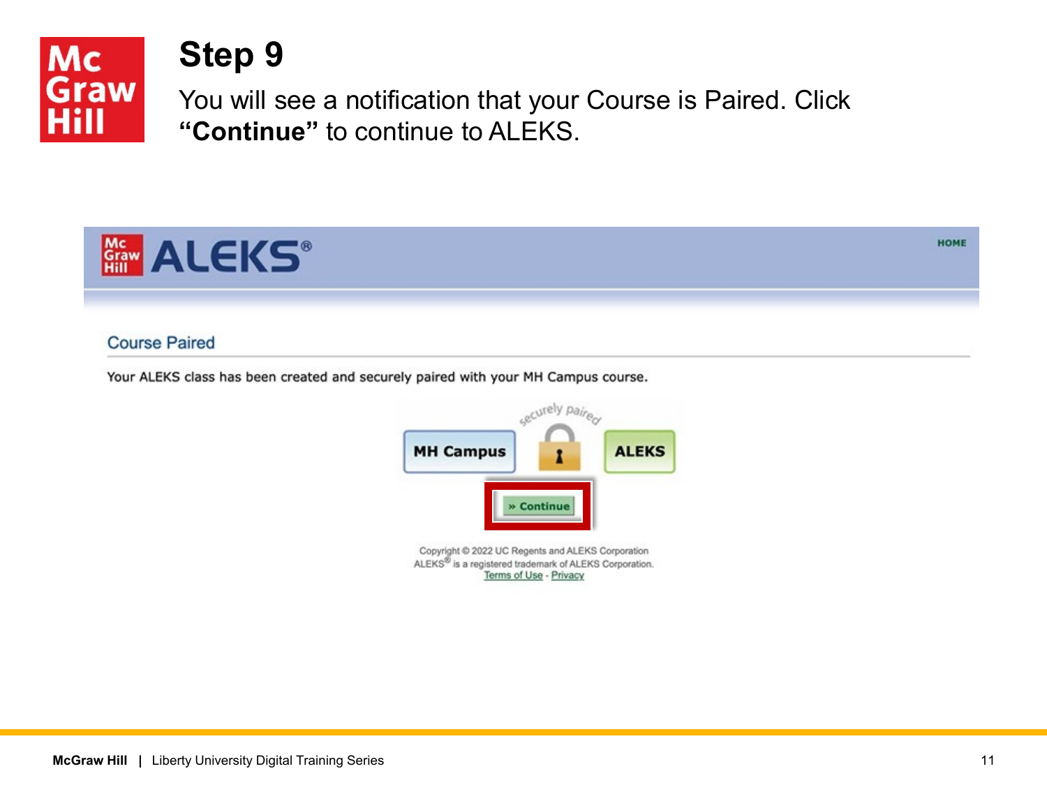# Step 9

You will see a notification that your Course is Paired. Click **"Continue"** to continue to ALEKS.

ALEKS®

HOME

Course Paired

Your ALEKS class has been created and securely paired with your MH Campus course.

securely paired

MH Campus | ALEKS

» Continue

Copyright © 2022 UC Regents and ALEKS Corporation
ALEKS® is a registered trademark of ALEKS Corporation.
Terms of Use - Privacy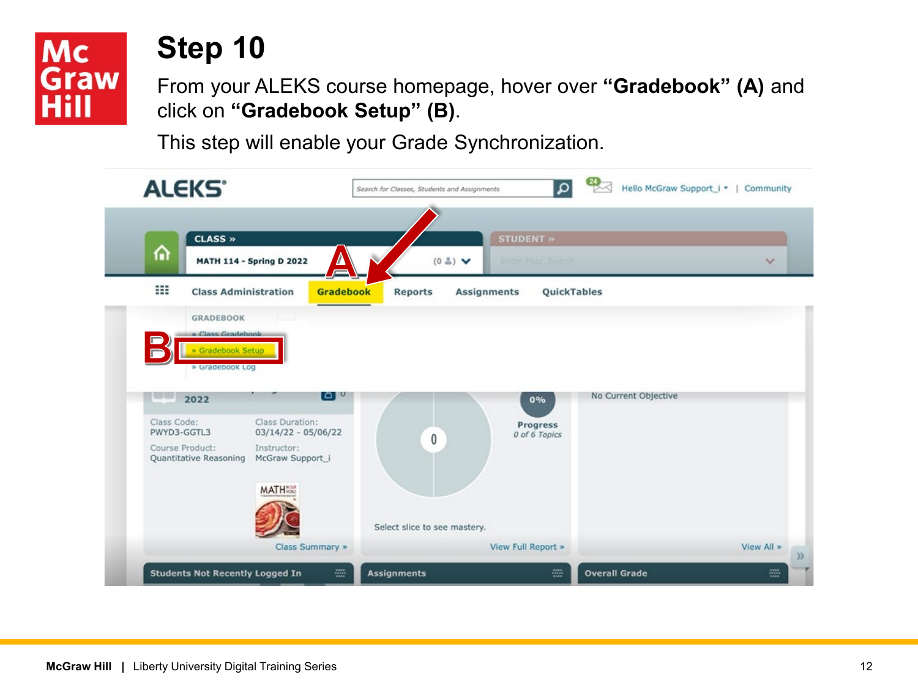# Step 10

From your ALEKS course homepage, hover over **"Gradebook" (A)** and click on **"Gradebook Setup" (B)**.

This step will enable your Grade Synchronization.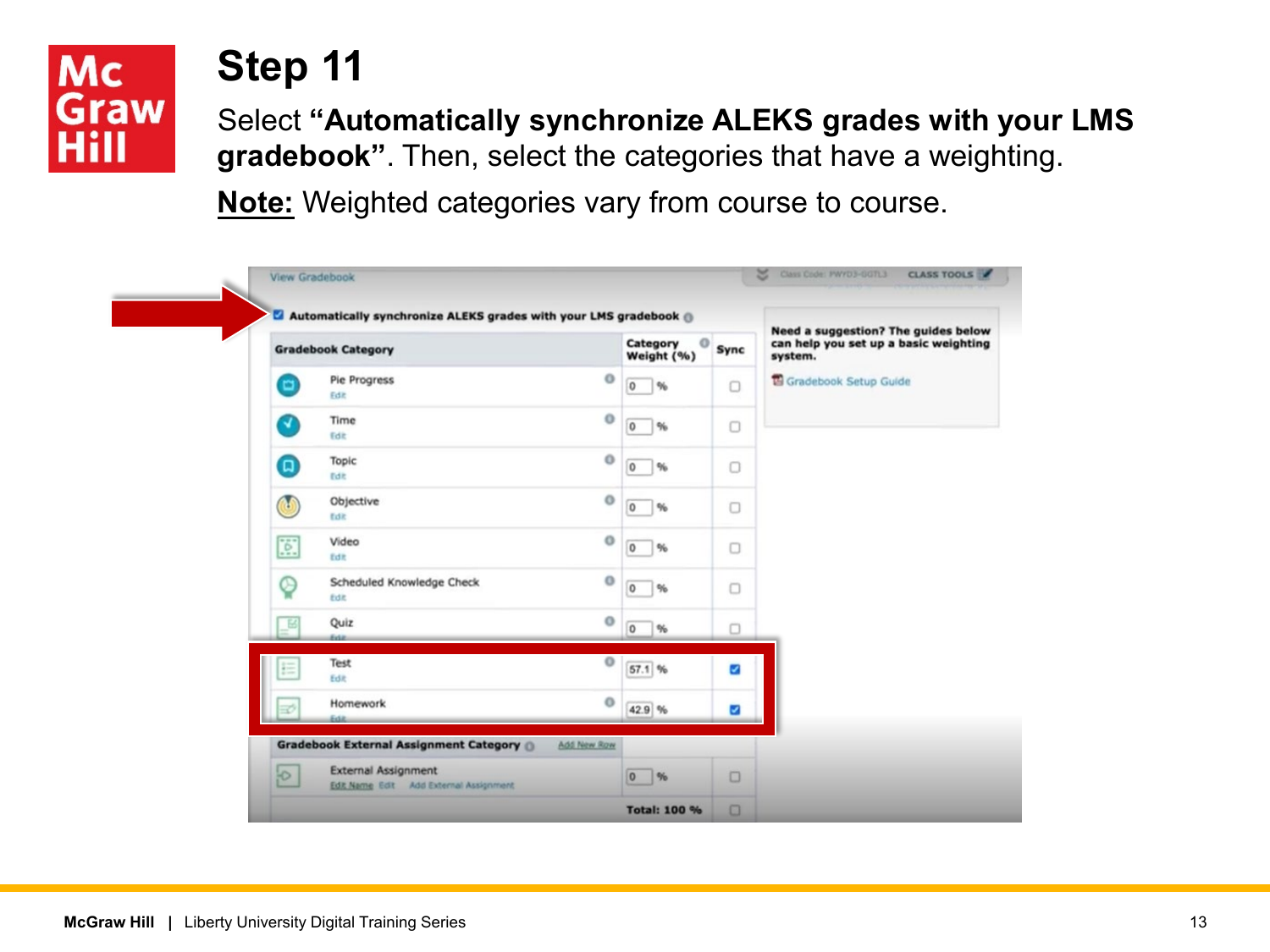# Step 11

Select **"Automatically synchronize ALEKS grades with your LMS gradebook"**. Then, select the categories that have a weighting.

**Note:** Weighted categories vary from course to course.

View Gradebook

☑ Automatically synchronize ALEKS grades with your LMS gradebook

| Gradebook Category | Category Weight (%) | Sync |
|---|---|---|
| Pie Progress | 0 % | ☐ |
| Time | 0 % | ☐ |
| Topic | 0 % | ☐ |
| Objective | 0 % | ☐ |
| Video | 0 % | ☐ |
| Scheduled Knowledge Check | 0 % | ☐ |
| Quiz | 0 % | ☐ |
| Test | 57.1 % | ☑ |
| Homework | 42.9 % | ☑ |
| **Gradebook External Assignment Category** | | |
| External Assignment | 0 % | ☐ |
| | **Total: 100 %** | ☐ |

**Need a suggestion? The guides below can help you set up a basic weighting system.**

Gradebook Setup Guide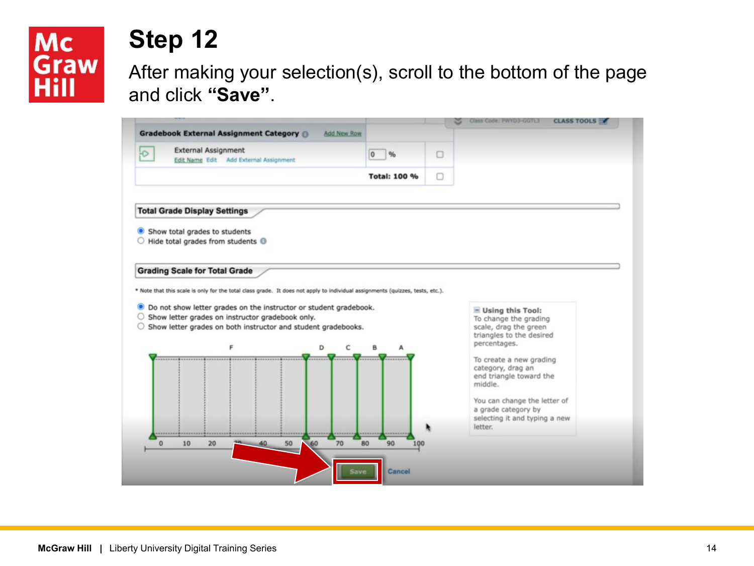# Step 12

After making your selection(s), scroll to the bottom of the page and click **"Save"**.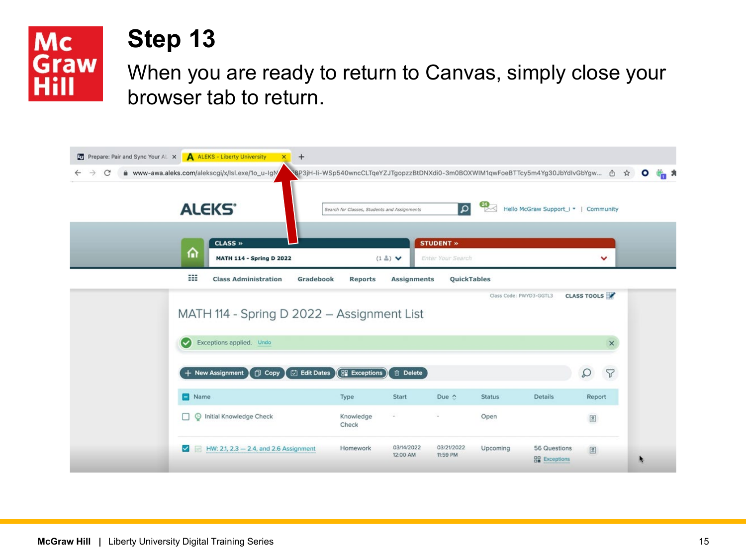# Step 13

When you are ready to return to Canvas, simply close your browser tab to return.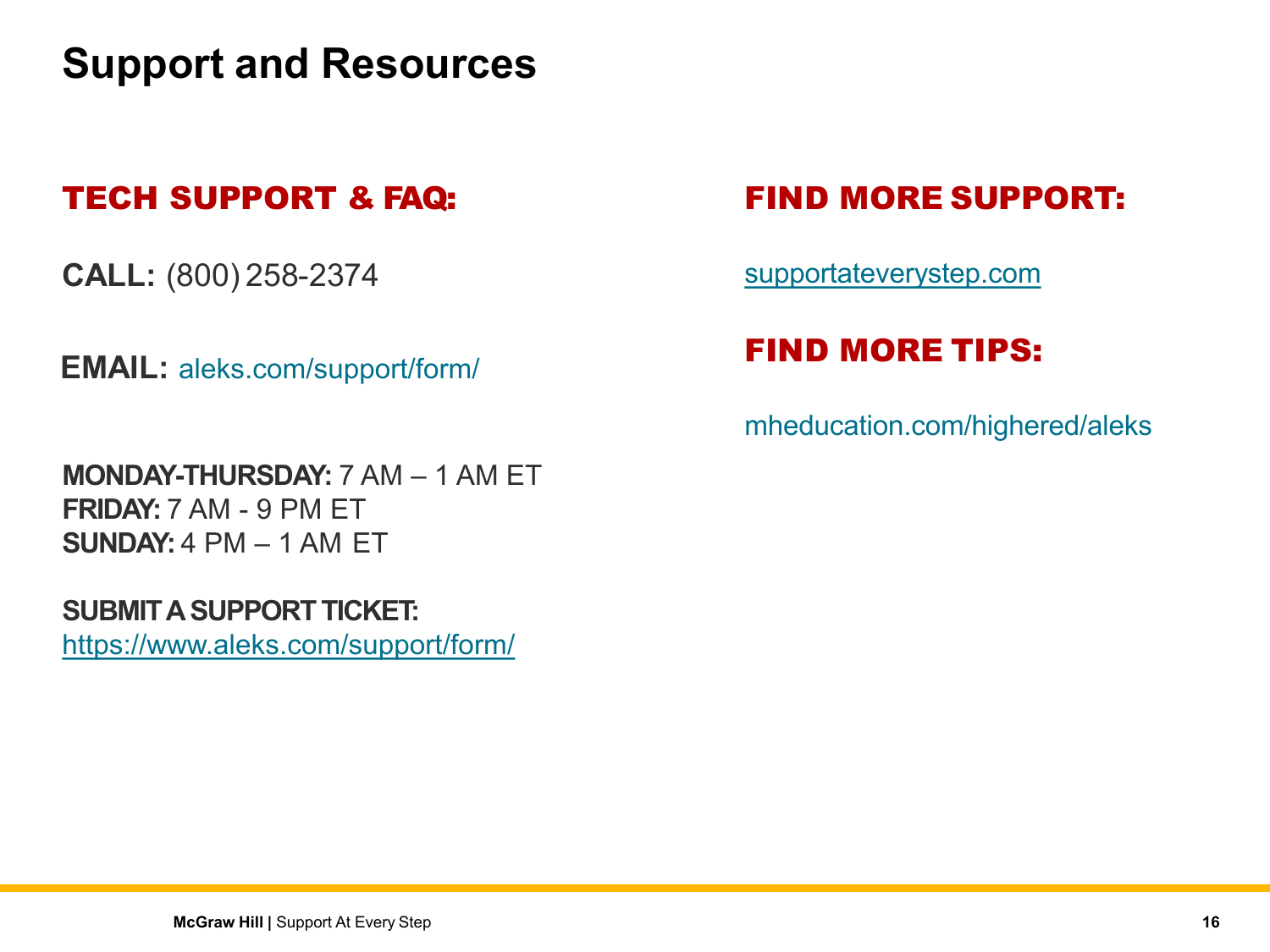# Support and Resources

## TECH SUPPORT & FAQ:

**CALL:** (800) 258-2374

**EMAIL:** aleks.com/support/form/

**MONDAY-THURSDAY:** 7 AM – 1 AM ET
**FRIDAY:** 7 AM - 9 PM ET
**SUNDAY:** 4 PM – 1 AM ET

**SUBMIT A SUPPORT TICKET:**
https://www.aleks.com/support/form/

## FIND MORE SUPPORT:

supportateverystep.com

## FIND MORE TIPS:

mheducation.com/highered/aleks